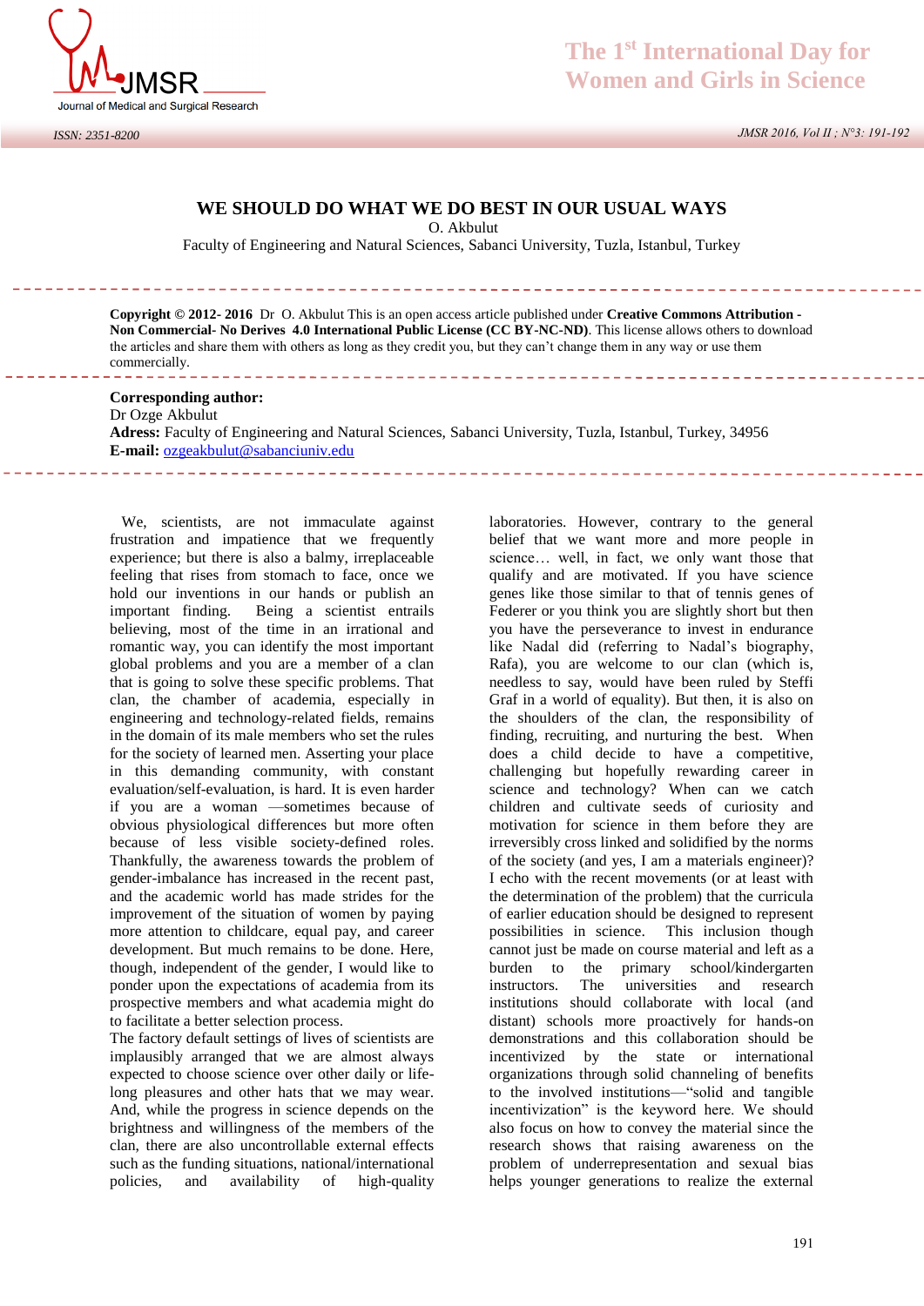# WE SHOULD DO WHAT WE DO BEST IN OUR USUAL WAYS

O. Akbulut

Faculty of Engineering and Natural Sciences, Sabanci University, Tuzla, Istanbul, Turkey

**Copyright © 2012- 2016** Dr O. Akbulut This is an open access article published under **Creative Commons Attribution - Non Commercial- No Derives 4.0 International Public License (CC BY-NC-ND)**. This license allows others to download the articles and share them with others as long as they credit you, but they can't change them in any way or use them commercially.

**Corresponding author:**
Dr Ozge Akbulut
**Adress:** Faculty of Engineering and Natural Sciences, Sabanci University, Tuzla, Istanbul, Turkey, 34956
**E-mail:** ozgeakbulut@sabanciuniv.edu

We, scientists, are not immaculate against frustration and impatience that we frequently experience; but there is also a balmy, irreplaceable feeling that rises from stomach to face, once we hold our inventions in our hands or publish an important finding. Being a scientist entrails believing, most of the time in an irrational and romantic way, you can identify the most important global problems and you are a member of a clan that is going to solve these specific problems. That clan, the chamber of academia, especially in engineering and technology-related fields, remains in the domain of its male members who set the rules for the society of learned men. Asserting your place in this demanding community, with constant evaluation/self-evaluation, is hard. It is even harder if you are a woman —sometimes because of obvious physiological differences but more often because of less visible society-defined roles. Thankfully, the awareness towards the problem of gender-imbalance has increased in the recent past, and the academic world has made strides for the improvement of the situation of women by paying more attention to childcare, equal pay, and career development. But much remains to be done. Here, though, independent of the gender, I would like to ponder upon the expectations of academia from its prospective members and what academia might do to facilitate a better selection process.

The factory default settings of lives of scientists are implausibly arranged that we are almost always expected to choose science over other daily or life-long pleasures and other hats that we may wear. And, while the progress in science depends on the brightness and willingness of the members of the clan, there are also uncontrollable external effects such as the funding situations, national/international policies, and availability of high-quality laboratories. However, contrary to the general belief that we want more and more people in science… well, in fact, we only want those that qualify and are motivated. If you have science genes like those similar to that of tennis genes of Federer or you think you are slightly short but then you have the perseverance to invest in endurance like Nadal did (referring to Nadal's biography, Rafa), you are welcome to our clan (which is, needless to say, would have been ruled by Steffi Graf in a world of equality). But then, it is also on the shoulders of the clan, the responsibility of finding, recruiting, and nurturing the best. When does a child decide to have a competitive, challenging but hopefully rewarding career in science and technology? When can we catch children and cultivate seeds of curiosity and motivation for science in them before they are irreversibly cross linked and solidified by the norms of the society (and yes, I am a materials engineer)? I echo with the recent movements (or at least with the determination of the problem) that the curricula of earlier education should be designed to represent possibilities in science. This inclusion though cannot just be made on course material and left as a burden to the primary school/kindergarten instructors. The universities and research institutions should collaborate with local (and distant) schools more proactively for hands-on demonstrations and this collaboration should be incentivized by the state or international organizations through solid channeling of benefits to the involved institutions—"solid and tangible incentivization" is the keyword here. We should also focus on how to convey the material since the research shows that raising awareness on the problem of underrepresentation and sexual bias helps younger generations to realize the external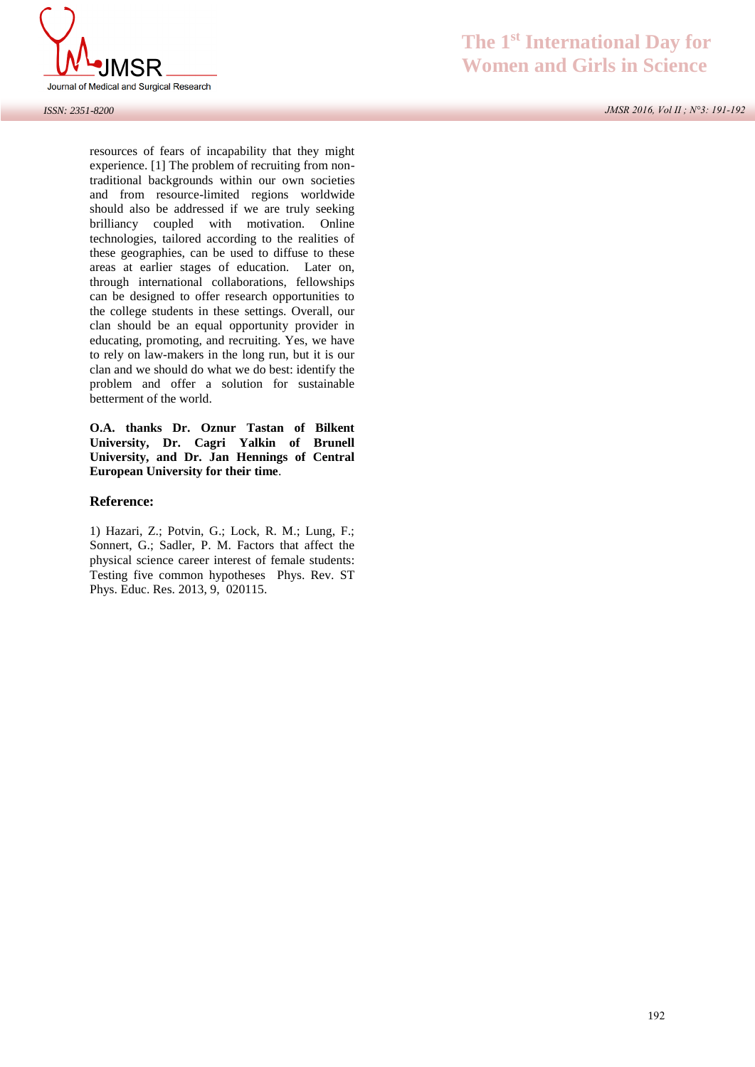resources of fears of incapability that they might experience. [1] The problem of recruiting from non-traditional backgrounds within our own societies and from resource-limited regions worldwide should also be addressed if we are truly seeking brilliancy coupled with motivation. Online technologies, tailored according to the realities of these geographies, can be used to diffuse to these areas at earlier stages of education. Later on, through international collaborations, fellowships can be designed to offer research opportunities to the college students in these settings. Overall, our clan should be an equal opportunity provider in educating, promoting, and recruiting. Yes, we have to rely on law-makers in the long run, but it is our clan and we should do what we do best: identify the problem and offer a solution for sustainable betterment of the world.

**O.A. thanks Dr. Oznur Tastan of Bilkent University, Dr. Cagri Yalkin of Brunell University, and Dr. Jan Hennings of Central European University for their time**.

## Reference:

1) Hazari, Z.; Potvin, G.; Lock, R. M.; Lung, F.; Sonnert, G.; Sadler, P. M. Factors that affect the physical science career interest of female students: Testing five common hypotheses Phys. Rev. ST Phys. Educ. Res. 2013, 9, 020115.